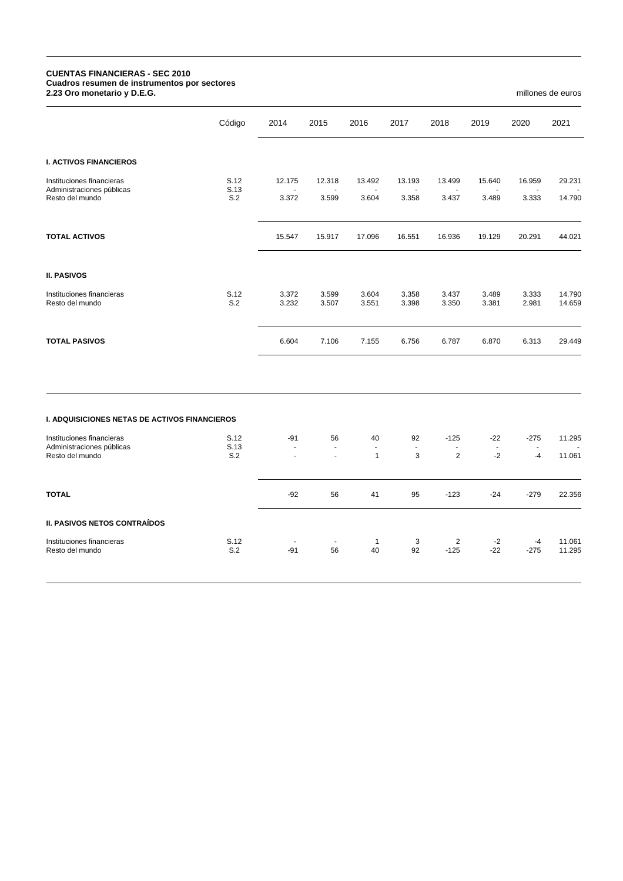**CUENTAS FINANCIERAS - SEC 2010**
**Cuadros resumen de instrumentos por sectores**
**2.23 Oro monetario y D.E.G.**

millones de euros

| | Código | 2014 | 2015 | 2016 | 2017 | 2018 | 2019 | 2020 | 2021 |
|---|---|---|---|---|---|---|---|---|---|
| **I. ACTIVOS FINANCIEROS** | | | | | | | | | |
| Instituciones financieras | S.12 | 12.175 | 12.318 | 13.492 | 13.193 | 13.499 | 15.640 | 16.959 | 29.231 |
| Administraciones públicas | S.13 | - | - | - | - | - | - | - | - |
| Resto del mundo | S.2 | 3.372 | 3.599 | 3.604 | 3.358 | 3.437 | 3.489 | 3.333 | 14.790 |
| **TOTAL ACTIVOS** | | 15.547 | 15.917 | 17.096 | 16.551 | 16.936 | 19.129 | 20.291 | 44.021 |
| **II. PASIVOS** | | | | | | | | | |
| Instituciones financieras | S.12 | 3.372 | 3.599 | 3.604 | 3.358 | 3.437 | 3.489 | 3.333 | 14.790 |
| Resto del mundo | S.2 | 3.232 | 3.507 | 3.551 | 3.398 | 3.350 | 3.381 | 2.981 | 14.659 |
| **TOTAL PASIVOS** | | 6.604 | 7.106 | 7.155 | 6.756 | 6.787 | 6.870 | 6.313 | 29.449 |

| | Código | 2014 | 2015 | 2016 | 2017 | 2018 | 2019 | 2020 | 2021 |
|---|---|---|---|---|---|---|---|---|---|
| **I. ADQUISICIONES NETAS DE ACTIVOS FINANCIEROS** | | | | | | | | | |
| Instituciones financieras | S.12 | -91 | 56 | 40 | 92 | -125 | -22 | -275 | 11.295 |
| Administraciones públicas | S.13 | - | - | - | - | - | - | - | - |
| Resto del mundo | S.2 | - | - | 1 | 3 | 2 | -2 | -4 | 11.061 |
| **TOTAL** | | -92 | 56 | 41 | 95 | -123 | -24 | -279 | 22.356 |
| **II. PASIVOS NETOS CONTRAÍDOS** | | | | | | | | | |
| Instituciones financieras | S.12 | - | - | 1 | 3 | 2 | -2 | -4 | 11.061 |
| Resto del mundo | S.2 | -91 | 56 | 40 | 92 | -125 | -22 | -275 | 11.295 |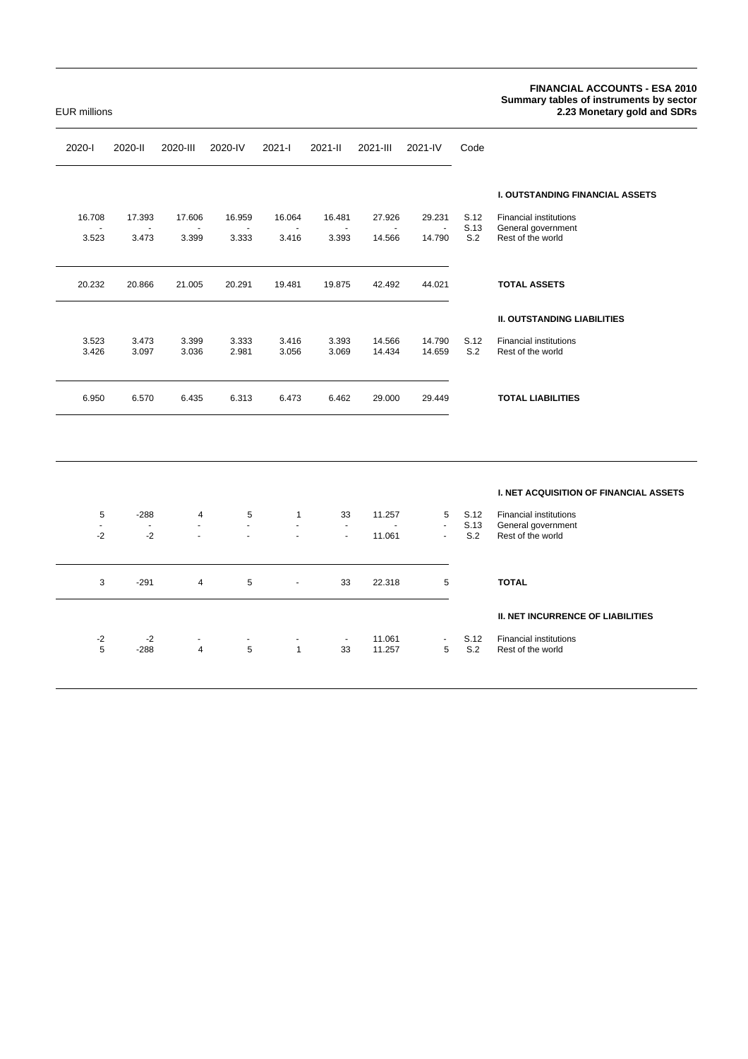EUR millions

**FINANCIAL ACCOUNTS - ESA 2010**
**Summary tables of instruments by sector**
**2.23 Monetary gold and SDRs**

| 2020-I | 2020-II | 2020-III | 2020-IV | 2021-I | 2021-II | 2021-III | 2021-IV | Code | |
|---|---|---|---|---|---|---|---|---|---|
| | | | | | | | | | **I. OUTSTANDING FINANCIAL ASSETS** |
| 16.708 | 17.393 | 17.606 | 16.959 | 16.064 | 16.481 | 27.926 | 29.231 | S.12 | Financial institutions |
| - | - | - | - | - | - | - | - | S.13 | General government |
| 3.523 | 3.473 | 3.399 | 3.333 | 3.416 | 3.393 | 14.566 | 14.790 | S.2 | Rest of the world |
| 20.232 | 20.866 | 21.005 | 20.291 | 19.481 | 19.875 | 42.492 | 44.021 | | **TOTAL ASSETS** |
| | | | | | | | | | **II. OUTSTANDING LIABILITIES** |
| 3.523 | 3.473 | 3.399 | 3.333 | 3.416 | 3.393 | 14.566 | 14.790 | S.12 | Financial institutions |
| 3.426 | 3.097 | 3.036 | 2.981 | 3.056 | 3.069 | 14.434 | 14.659 | S.2 | Rest of the world |
| 6.950 | 6.570 | 6.435 | 6.313 | 6.473 | 6.462 | 29.000 | 29.449 | | **TOTAL LIABILITIES** |

| 2020-I | 2020-II | 2020-III | 2020-IV | 2021-I | 2021-II | 2021-III | 2021-IV | Code | |
|---|---|---|---|---|---|---|---|---|---|
| | | | | | | | | | **I. NET ACQUISITION OF FINANCIAL ASSETS** |
| 5 | -288 | 4 | 5 | 1 | 33 | 11.257 | 5 | S.12 | Financial institutions |
| - | - | - | - | - | - | - | - | S.13 | General government |
| -2 | -2 | - | - | - | - | 11.061 | - | S.2 | Rest of the world |
| 3 | -291 | 4 | 5 | - | 33 | 22.318 | 5 | | **TOTAL** |
| | | | | | | | | | **II. NET INCURRENCE OF LIABILITIES** |
| -2 | -2 | - | - | - | - | 11.061 | - | S.12 | Financial institutions |
| 5 | -288 | 4 | 5 | 1 | 33 | 11.257 | 5 | S.2 | Rest of the world |